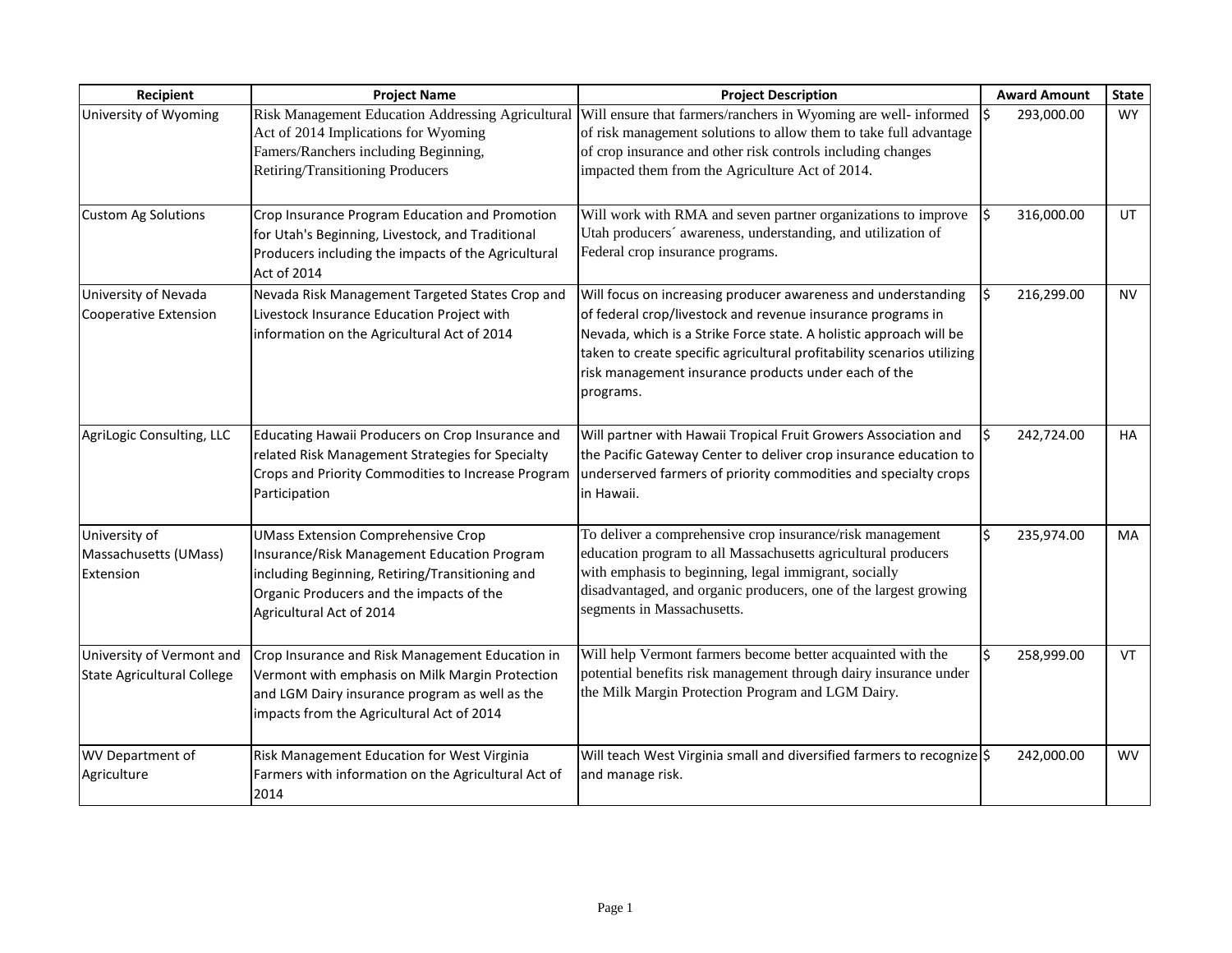| Recipient | Project Name | Project Description | Award Amount | State |
|---|---|---|---|---|
| University of Wyoming | Risk Management Education Addressing Agricultural Act of 2014 Implications for Wyoming Famers/Ranchers including Beginning, Retiring/Transitioning Producers | Will ensure that farmers/ranchers in Wyoming are well- informed of risk management solutions to allow them to take full advantage of crop insurance and other risk controls including changes impacted them from the Agriculture Act of 2014. | $ 293,000.00 | WY |
| Custom Ag Solutions | Crop Insurance Program Education and Promotion for Utah's Beginning, Livestock, and Traditional Producers including the impacts of the Agricultural Act of 2014 | Will work with RMA and seven partner organizations to improve Utah producers´ awareness, understanding, and utilization of Federal crop insurance programs. | $ 316,000.00 | UT |
| University of Nevada Cooperative Extension | Nevada Risk Management Targeted States Crop and Livestock Insurance Education Project with information on the Agricultural Act of 2014 | Will focus on increasing producer awareness and understanding of federal crop/livestock and revenue insurance programs in Nevada, which is a Strike Force state. A holistic approach will be taken to create specific agricultural profitability scenarios utilizing risk management insurance products under each of the programs. | $ 216,299.00 | NV |
| AgriLogic Consulting, LLC | Educating Hawaii Producers on Crop Insurance and related Risk Management Strategies for Specialty Crops and Priority Commodities to Increase Program Participation | Will partner with Hawaii Tropical Fruit Growers Association and the Pacific Gateway Center to deliver crop insurance education to underserved farmers of priority commodities and specialty crops in Hawaii. | $ 242,724.00 | HA |
| University of Massachusetts (UMass) Extension | UMass Extension Comprehensive Crop Insurance/Risk Management Education Program including Beginning, Retiring/Transitioning and Organic Producers and the impacts of the Agricultural Act of 2014 | To deliver a comprehensive crop insurance/risk management education program to all Massachusetts agricultural producers with emphasis to beginning, legal immigrant, socially disadvantaged, and organic producers, one of the largest growing segments in Massachusetts. | $ 235,974.00 | MA |
| University of Vermont and State Agricultural College | Crop Insurance and Risk Management Education in Vermont with emphasis on Milk Margin Protection and LGM Dairy insurance program as well as the impacts from the Agricultural Act of 2014 | Will help Vermont farmers become better acquainted with the potential benefits risk management through dairy insurance under the Milk Margin Protection Program and LGM Dairy. | $ 258,999.00 | VT |
| WV Department of Agriculture | Risk Management Education for West Virginia Farmers with information on the Agricultural Act of 2014 | Will teach West Virginia small and diversified farmers to recognize and manage risk. | $ 242,000.00 | WV |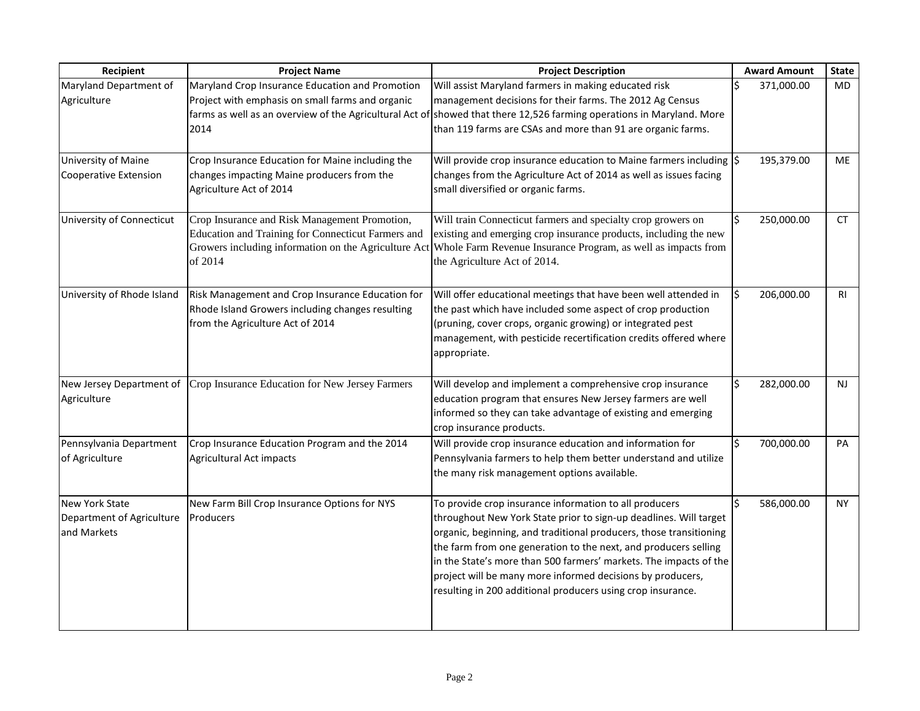| Recipient | Project Name | Project Description | Award Amount | State |
|---|---|---|---|---|
| Maryland Department of Agriculture | Maryland Crop Insurance Education and Promotion Project with emphasis on small farms and organic farms as well as an overview of the Agricultural Act of 2014 | Will assist Maryland farmers in making educated risk management decisions for their farms. The 2012 Ag Census showed that there 12,526 farming operations in Maryland. More than 119 farms are CSAs and more than 91 are organic farms. | $ 371,000.00 | MD |
| University of Maine Cooperative Extension | Crop Insurance Education for Maine including the changes impacting Maine producers from the Agriculture Act of 2014 | Will provide crop insurance education to Maine farmers including changes from the Agriculture Act of 2014 as well as issues facing small diversified or organic farms. | $ 195,379.00 | ME |
| University of Connecticut | Crop Insurance and Risk Management Promotion, Education and Training for Connecticut Farmers and Growers including information on the Agriculture Act of 2014 | Will train Connecticut farmers and specialty crop growers on existing and emerging crop insurance products, including the new Whole Farm Revenue Insurance Program, as well as impacts from the Agriculture Act of 2014. | $ 250,000.00 | CT |
| University of Rhode Island | Risk Management and Crop Insurance Education for Rhode Island Growers including changes resulting from the Agriculture Act of 2014 | Will offer educational meetings that have been well attended in the past which have included some aspect of crop production (pruning, cover crops, organic growing) or integrated pest management, with pesticide recertification credits offered where appropriate. | $ 206,000.00 | RI |
| New Jersey Department of Agriculture | Crop Insurance Education for New Jersey Farmers | Will develop and implement a comprehensive crop insurance education program that ensures New Jersey farmers are well informed so they can take advantage of existing and emerging crop insurance products. | $ 282,000.00 | NJ |
| Pennsylvania Department of Agriculture | Crop Insurance Education Program and the 2014 Agricultural Act impacts | Will provide crop insurance education and information for Pennsylvania farmers to help them better understand and utilize the many risk management options available. | $ 700,000.00 | PA |
| New York State Department of Agriculture and Markets | New Farm Bill Crop Insurance Options for NYS Producers | To provide crop insurance information to all producers throughout New York State prior to sign-up deadlines. Will target organic, beginning, and traditional producers, those transitioning the farm from one generation to the next, and producers selling in the State's more than 500 farmers' markets. The impacts of the project will be many more informed decisions by producers, resulting in 200 additional producers using crop insurance. | $ 586,000.00 | NY |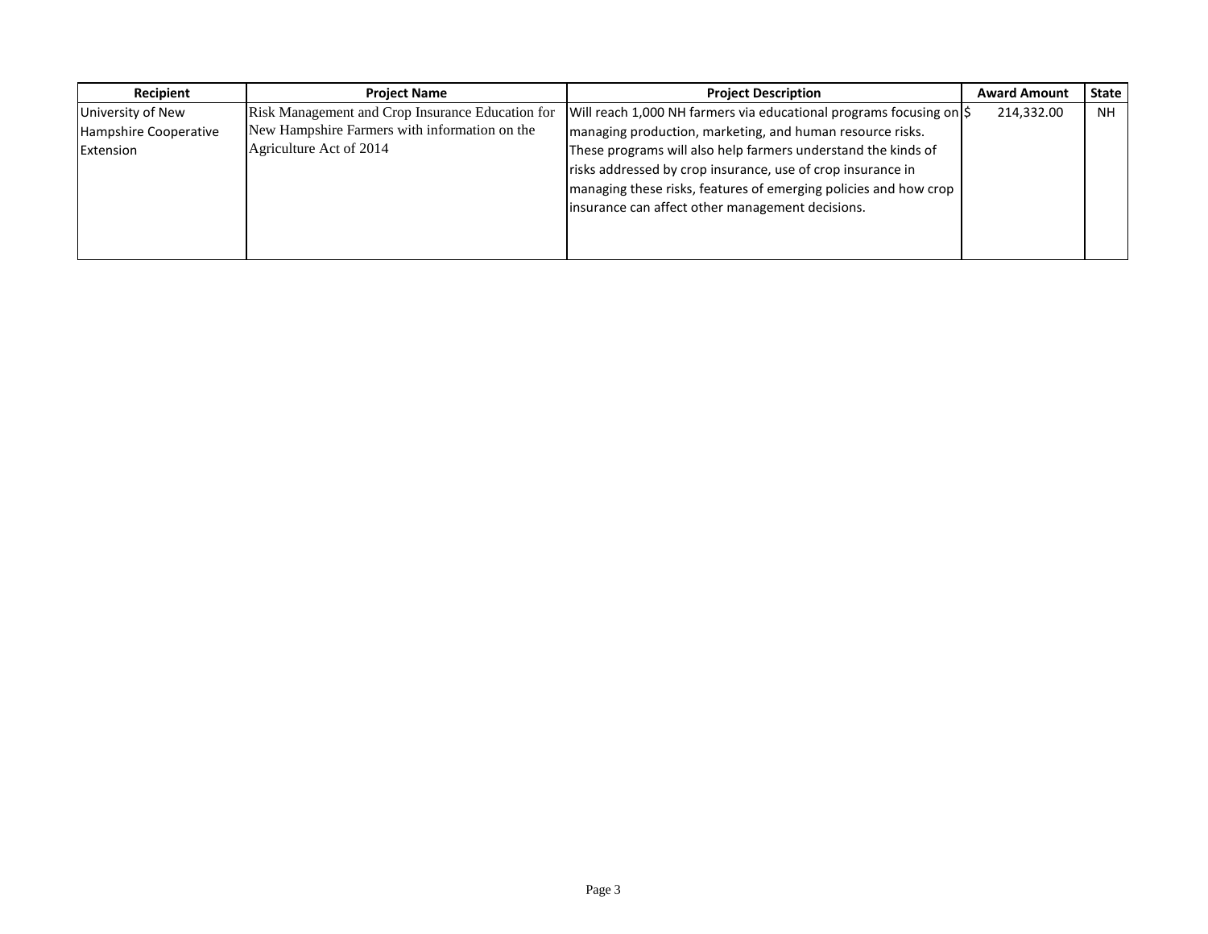| Recipient | Project Name | Project Description | Award Amount | State |
|---|---|---|---|---|
| University of New Hampshire Cooperative Extension | Risk Management and Crop Insurance Education for New Hampshire Farmers with information on the Agriculture Act of 2014 | Will reach 1,000 NH farmers via educational programs focusing on managing production, marketing, and human resource risks. These programs will also help farmers understand the kinds of risks addressed by crop insurance, use of crop insurance in managing these risks, features of emerging policies and how crop insurance can affect other management decisions. | $ 214,332.00 | NH |